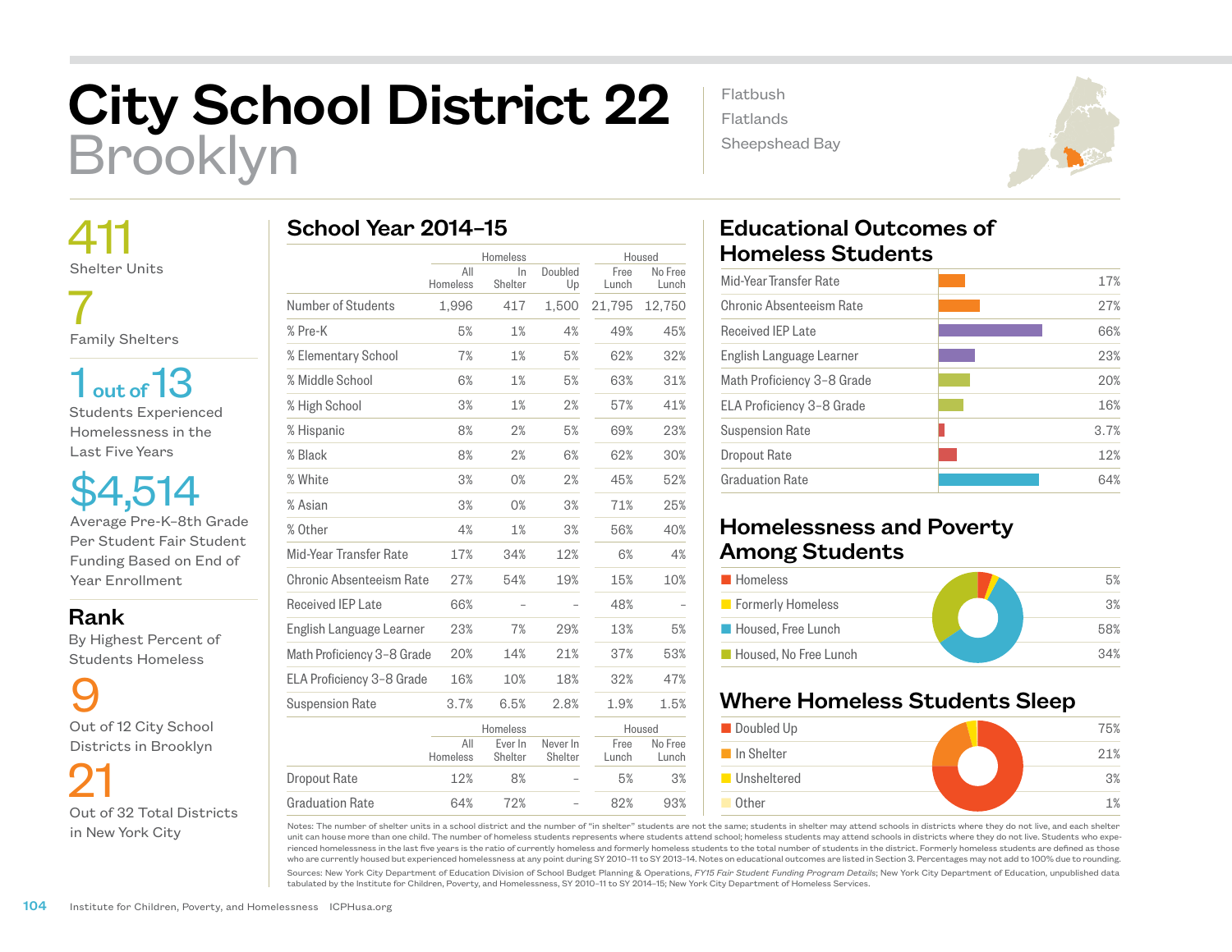# City School District 22
## Brooklyn

Flatbush
Flatlands
Sheepshead Bay

**411**
Shelter Units

**7**
Family Shelters

**1 out of 13**
Students Experienced Homelessness in the Last Five Years

**$4,514**
Average Pre-K–8th Grade Per Student Fair Student Funding Based on End of Year Enrollment

## Rank
By Highest Percent of Students Homeless

**9**
Out of 12 City School Districts in Brooklyn

**21**
Out of 32 Total Districts in New York City

## School Year 2014–15

| | Homeless | | | Housed | |
|---|---|---|---|---|---|
| | All Homeless | In Shelter | Doubled Up | Free Lunch | No Free Lunch |
| Number of Students | 1,996 | 417 | 1,500 | 21,795 | 12,750 |
| % Pre-K | 5% | 1% | 4% | 49% | 45% |
| % Elementary School | 7% | 1% | 5% | 62% | 32% |
| % Middle School | 6% | 1% | 5% | 63% | 31% |
| % High School | 3% | 1% | 2% | 57% | 41% |
| % Hispanic | 8% | 2% | 5% | 69% | 23% |
| % Black | 8% | 2% | 6% | 62% | 30% |
| % White | 3% | 0% | 2% | 45% | 52% |
| % Asian | 3% | 0% | 3% | 71% | 25% |
| % Other | 4% | 1% | 3% | 56% | 40% |
| Mid-Year Transfer Rate | 17% | 34% | 12% | 6% | 4% |
| Chronic Absenteeism Rate | 27% | 54% | 19% | 15% | 10% |
| Received IEP Late | 66% | – | – | 48% | – |
| English Language Learner | 23% | 7% | 29% | 13% | 5% |
| Math Proficiency 3–8 Grade | 20% | 14% | 21% | 37% | 53% |
| ELA Proficiency 3–8 Grade | 16% | 10% | 18% | 32% | 47% |
| Suspension Rate | 3.7% | 6.5% | 2.8% | 1.9% | 1.5% |

| | Homeless | | | Housed | |
|---|---|---|---|---|---|
| | All Homeless | Ever In Shelter | Never In Shelter | Free Lunch | No Free Lunch |
| Dropout Rate | 12% | 8% | – | 5% | 3% |
| Graduation Rate | 64% | 72% | – | 82% | 93% |

## Educational Outcomes of Homeless Students

| Outcome | Rate |
|---|---|
| Mid-Year Transfer Rate | 17% |
| Chronic Absenteeism Rate | 27% |
| Received IEP Late | 66% |
| English Language Learner | 23% |
| Math Proficiency 3–8 Grade | 20% |
| ELA Proficiency 3–8 Grade | 16% |
| Suspension Rate | 3.7% |
| Dropout Rate | 12% |
| Graduation Rate | 64% |

## Homelessness and Poverty Among Students

| Category | Percent |
|---|---|
| Homeless | 5% |
| Formerly Homeless | 3% |
| Housed, Free Lunch | 58% |
| Housed, No Free Lunch | 34% |

## Where Homeless Students Sleep

| Category | Percent |
|---|---|
| Doubled Up | 75% |
| In Shelter | 21% |
| Unsheltered | 3% |
| Other | 1% |

Notes: The number of shelter units in a school district and the number of "in shelter" students are not the same; students in shelter may attend schools in districts where they do not live, and each shelter unit can house more than one child. The number of homeless students represents where students attend school; homeless students may attend schools in districts where they do not live. Students who experienced homelessness in the last five years is the ratio of currently homeless and formerly homeless students to the total number of students in the district. Formerly homeless students are defined as those who are currently housed but experienced homelessness at any point during SY 2010–11 to SY 2013–14. Notes on educational outcomes are listed in Section 3. Percentages may not add to 100% due to rounding.

Sources: New York City Department of Education Division of School Budget Planning & Operations, *FY15 Fair Student Funding Program Details*; New York City Department of Education, unpublished data tabulated by the Institute for Children, Poverty, and Homelessness, SY 2010–11 to SY 2014–15; New York City Department of Homeless Services.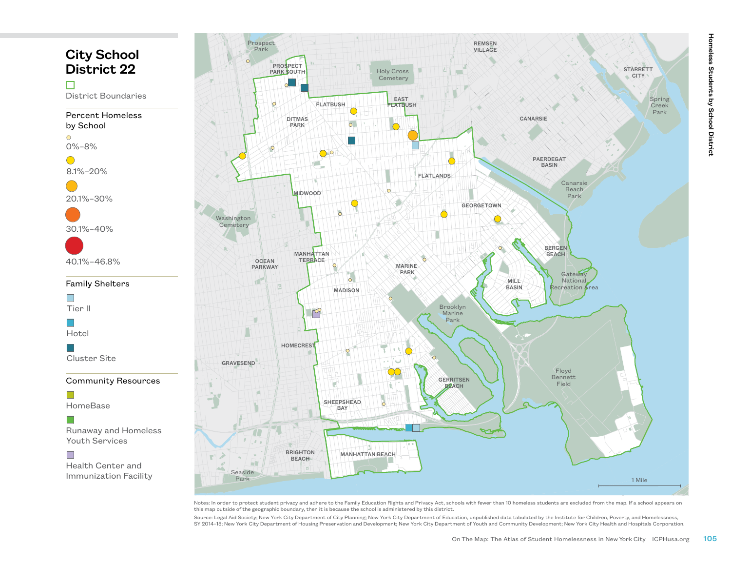# City School District 22

District Boundaries

Percent Homeless by School

0%–8%

8.1%–20%

20.1%–30%

30.1%–40%

40.1%–46.8%

Family Shelters

Tier II

Hotel

Cluster Site

Community Resources

HomeBase

Runaway and Homeless Youth Services

Health Center and Immunization Facility

Prospect Park

PROSPECT PARK SOUTH

REMSEN VILLAGE

Holy Cross Cemetery

STARRETT CITY

Spring Creek Park

FLATBUSH

EAST FLATBUSH

DITMAS PARK

CANARSIE

PAERDEGAT BASIN

FLATLANDS

Canarsie Beach Park

MIDWOOD

GEORGETOWN

Washington Cemetery

BERGEN BEACH

OCEAN PARKWAY

MANHATTAN TERRACE

MARINE PARK

Gateway National Recreation Area

MILL BASIN

MADISON

Brooklyn Marine Park

HOMECREST

GRAVESEND

Floyd Bennett Field

GERRITSEN BEACH

SHEEPSHEAD BAY

BRIGHTON BEACH

MANHATTAN BEACH

Seaside Park

1 Mile

Notes: In order to protect student privacy and adhere to the Family Education Rights and Privacy Act, schools with fewer than 10 homeless students are excluded from the map. If a school appears on this map outside of the geographic boundary, then it is because the school is administered by this district.

Source: Legal Aid Society; New York City Department of City Planning; New York City Department of Education, unpublished data tabulated by the Institute for Children, Poverty, and Homelessness, SY 2014–15; New York City Department of Housing Preservation and Development; New York City Department of Youth and Community Development; New York City Health and Hospitals Corporation.